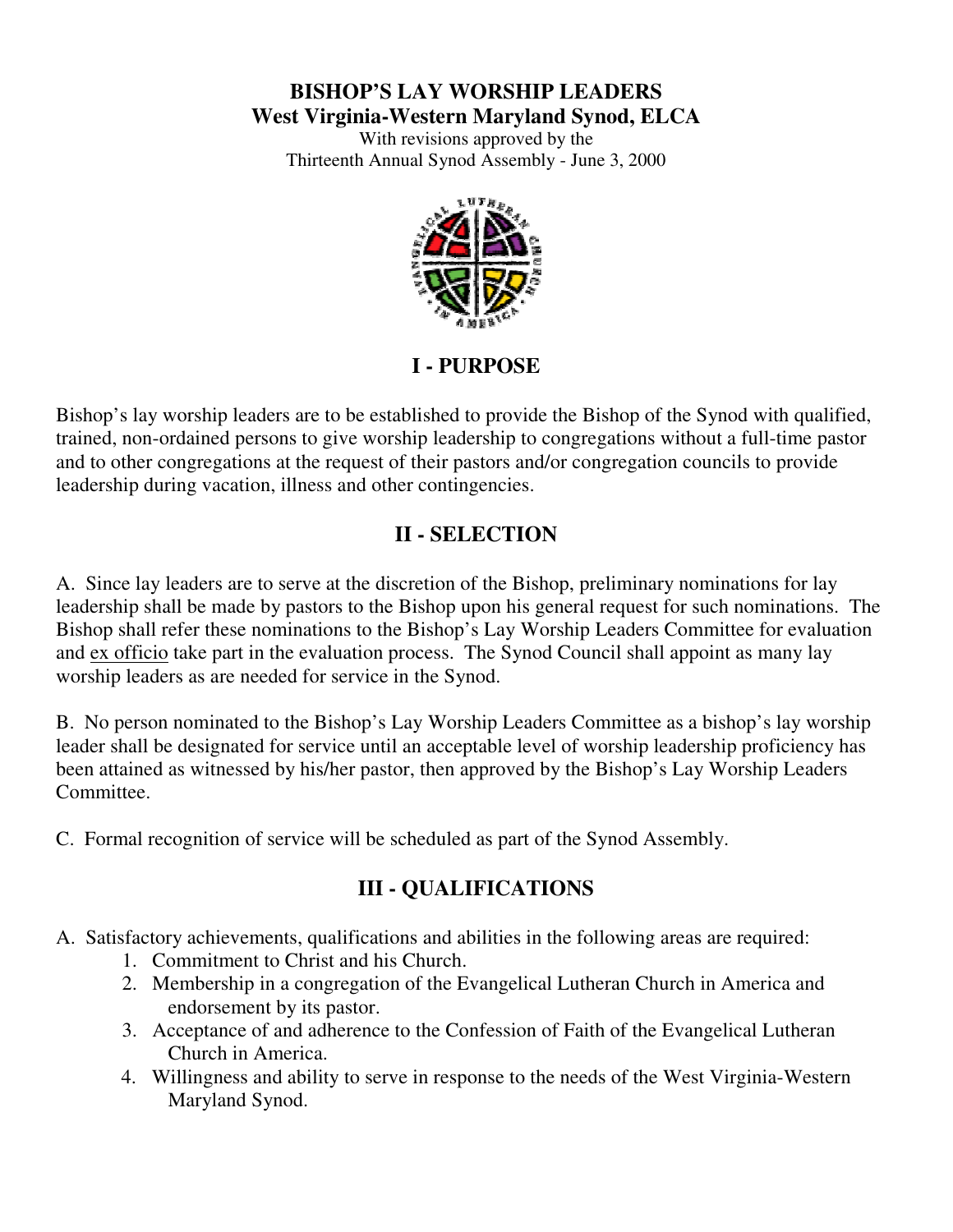# BISHOP'S LAY WORSHIP LEADERS
## West Virginia-Western Maryland Synod, ELCA

With revisions approved by the
Thirteenth Annual Synod Assembly - June 3, 2000

## I - PURPOSE

Bishop's lay worship leaders are to be established to provide the Bishop of the Synod with qualified, trained, non-ordained persons to give worship leadership to congregations without a full-time pastor and to other congregations at the request of their pastors and/or congregation councils to provide leadership during vacation, illness and other contingencies.

## II - SELECTION

A. Since lay leaders are to serve at the discretion of the Bishop, preliminary nominations for lay leadership shall be made by pastors to the Bishop upon his general request for such nominations. The Bishop shall refer these nominations to the Bishop's Lay Worship Leaders Committee for evaluation and ex officio take part in the evaluation process. The Synod Council shall appoint as many lay worship leaders as are needed for service in the Synod.

B. No person nominated to the Bishop's Lay Worship Leaders Committee as a bishop's lay worship leader shall be designated for service until an acceptable level of worship leadership proficiency has been attained as witnessed by his/her pastor, then approved by the Bishop's Lay Worship Leaders Committee.

C. Formal recognition of service will be scheduled as part of the Synod Assembly.

## III - QUALIFICATIONS

A. Satisfactory achievements, qualifications and abilities in the following areas are required:

1. Commitment to Christ and his Church.
2. Membership in a congregation of the Evangelical Lutheran Church in America and endorsement by its pastor.
3. Acceptance of and adherence to the Confession of Faith of the Evangelical Lutheran Church in America.
4. Willingness and ability to serve in response to the needs of the West Virginia-Western Maryland Synod.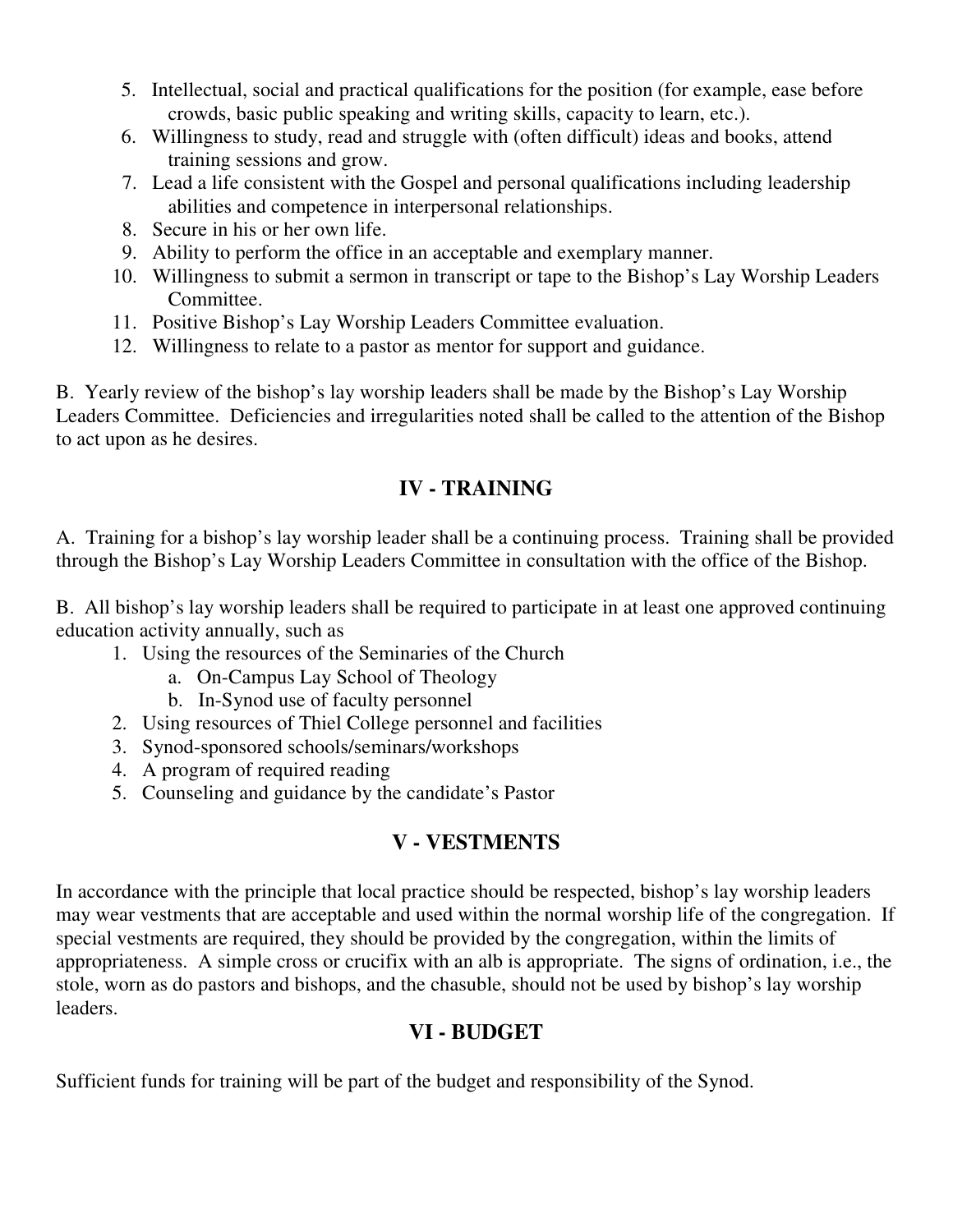5. Intellectual, social and practical qualifications for the position (for example, ease before crowds, basic public speaking and writing skills, capacity to learn, etc.).
6. Willingness to study, read and struggle with (often difficult) ideas and books, attend training sessions and grow.
7. Lead a life consistent with the Gospel and personal qualifications including leadership abilities and competence in interpersonal relationships.
8. Secure in his or her own life.
9. Ability to perform the office in an acceptable and exemplary manner.
10. Willingness to submit a sermon in transcript or tape to the Bishop's Lay Worship Leaders Committee.
11. Positive Bishop's Lay Worship Leaders Committee evaluation.
12. Willingness to relate to a pastor as mentor for support and guidance.

B. Yearly review of the bishop's lay worship leaders shall be made by the Bishop's Lay Worship Leaders Committee. Deficiencies and irregularities noted shall be called to the attention of the Bishop to act upon as he desires.

## IV - TRAINING

A. Training for a bishop's lay worship leader shall be a continuing process. Training shall be provided through the Bishop's Lay Worship Leaders Committee in consultation with the office of the Bishop.

B. All bishop's lay worship leaders shall be required to participate in at least one approved continuing education activity annually, such as

1. Using the resources of the Seminaries of the Church
   a. On-Campus Lay School of Theology
   b. In-Synod use of faculty personnel
2. Using resources of Thiel College personnel and facilities
3. Synod-sponsored schools/seminars/workshops
4. A program of required reading
5. Counseling and guidance by the candidate's Pastor

## V - VESTMENTS

In accordance with the principle that local practice should be respected, bishop's lay worship leaders may wear vestments that are acceptable and used within the normal worship life of the congregation. If special vestments are required, they should be provided by the congregation, within the limits of appropriateness. A simple cross or crucifix with an alb is appropriate. The signs of ordination, i.e., the stole, worn as do pastors and bishops, and the chasuble, should not be used by bishop's lay worship leaders.

## VI - BUDGET

Sufficient funds for training will be part of the budget and responsibility of the Synod.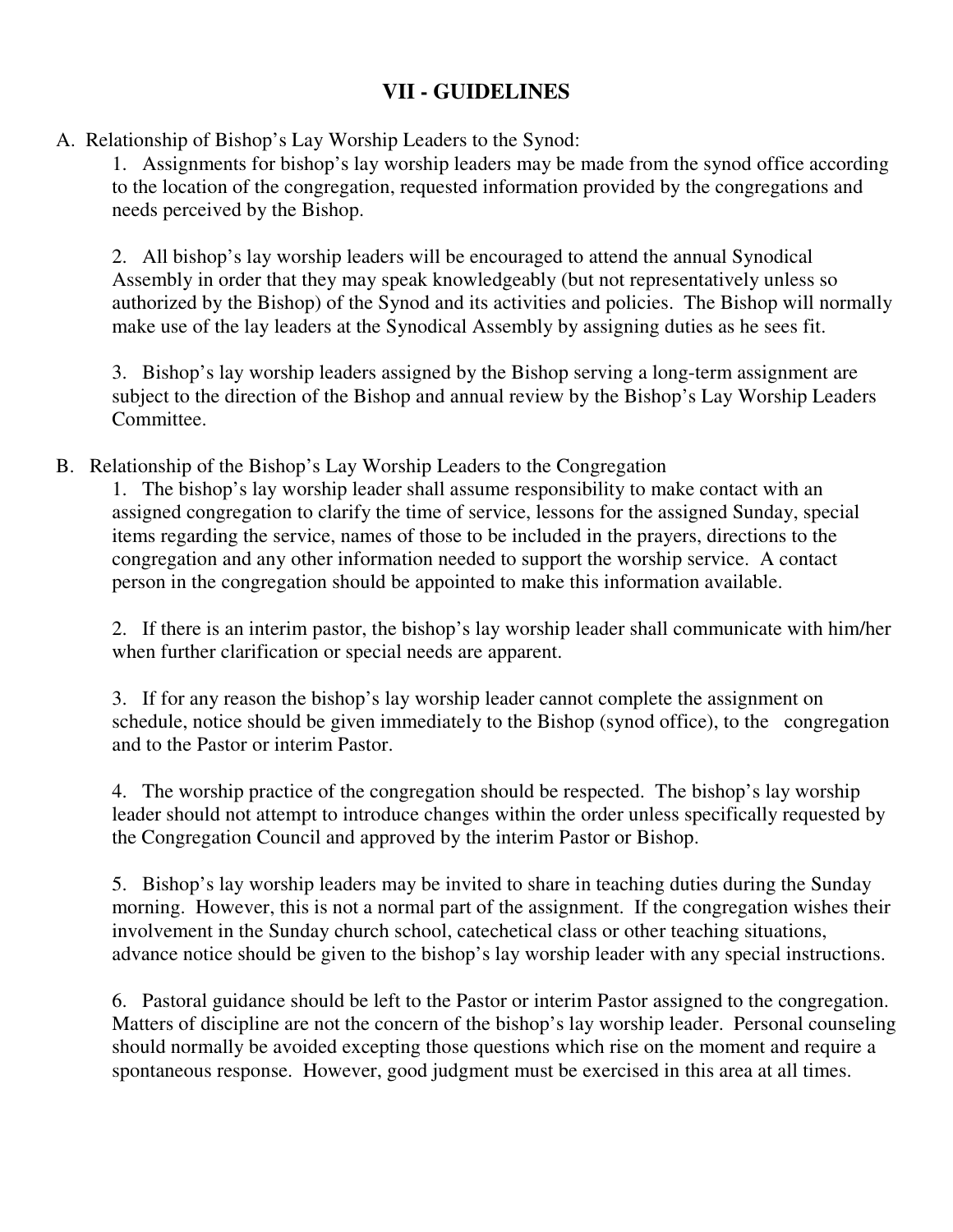# VII - GUIDELINES

A. Relationship of Bishop's Lay Worship Leaders to the Synod:

1. Assignments for bishop's lay worship leaders may be made from the synod office according to the location of the congregation, requested information provided by the congregations and needs perceived by the Bishop.

2. All bishop's lay worship leaders will be encouraged to attend the annual Synodical Assembly in order that they may speak knowledgeably (but not representatively unless so authorized by the Bishop) of the Synod and its activities and policies. The Bishop will normally make use of the lay leaders at the Synodical Assembly by assigning duties as he sees fit.

3. Bishop's lay worship leaders assigned by the Bishop serving a long-term assignment are subject to the direction of the Bishop and annual review by the Bishop's Lay Worship Leaders Committee.

B. Relationship of the Bishop's Lay Worship Leaders to the Congregation

1. The bishop's lay worship leader shall assume responsibility to make contact with an assigned congregation to clarify the time of service, lessons for the assigned Sunday, special items regarding the service, names of those to be included in the prayers, directions to the congregation and any other information needed to support the worship service. A contact person in the congregation should be appointed to make this information available.

2. If there is an interim pastor, the bishop's lay worship leader shall communicate with him/her when further clarification or special needs are apparent.

3. If for any reason the bishop's lay worship leader cannot complete the assignment on schedule, notice should be given immediately to the Bishop (synod office), to the congregation and to the Pastor or interim Pastor.

4. The worship practice of the congregation should be respected. The bishop's lay worship leader should not attempt to introduce changes within the order unless specifically requested by the Congregation Council and approved by the interim Pastor or Bishop.

5. Bishop's lay worship leaders may be invited to share in teaching duties during the Sunday morning. However, this is not a normal part of the assignment. If the congregation wishes their involvement in the Sunday church school, catechetical class or other teaching situations, advance notice should be given to the bishop's lay worship leader with any special instructions.

6. Pastoral guidance should be left to the Pastor or interim Pastor assigned to the congregation. Matters of discipline are not the concern of the bishop's lay worship leader. Personal counseling should normally be avoided excepting those questions which rise on the moment and require a spontaneous response. However, good judgment must be exercised in this area at all times.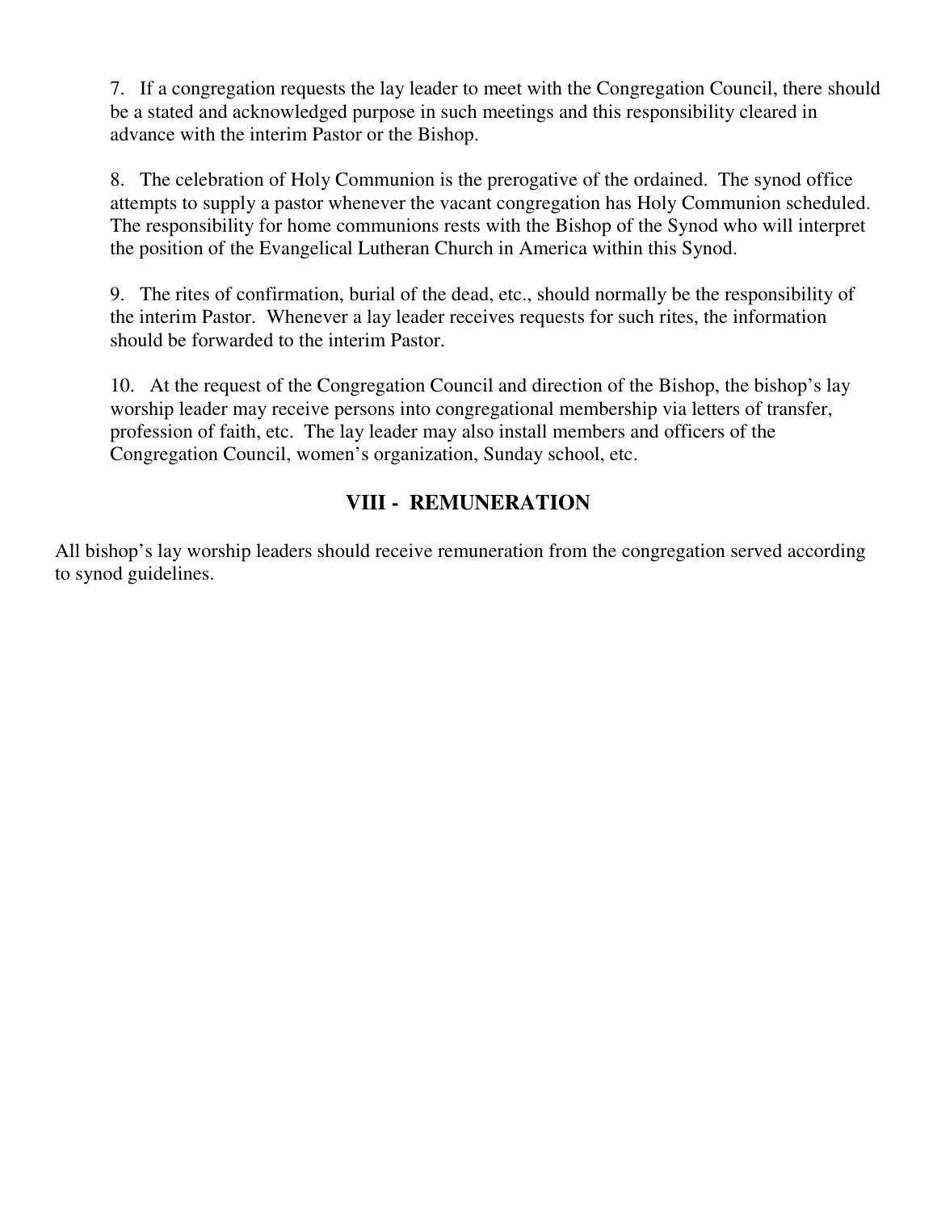7. If a congregation requests the lay leader to meet with the Congregation Council, there should be a stated and acknowledged purpose in such meetings and this responsibility cleared in advance with the interim Pastor or the Bishop.

8. The celebration of Holy Communion is the prerogative of the ordained. The synod office attempts to supply a pastor whenever the vacant congregation has Holy Communion scheduled. The responsibility for home communions rests with the Bishop of the Synod who will interpret the position of the Evangelical Lutheran Church in America within this Synod.

9. The rites of confirmation, burial of the dead, etc., should normally be the responsibility of the interim Pastor. Whenever a lay leader receives requests for such rites, the information should be forwarded to the interim Pastor.

10. At the request of the Congregation Council and direction of the Bishop, the bishop's lay worship leader may receive persons into congregational membership via letters of transfer, profession of faith, etc. The lay leader may also install members and officers of the Congregation Council, women's organization, Sunday school, etc.

## VIII - REMUNERATION

All bishop's lay worship leaders should receive remuneration from the congregation served according to synod guidelines.